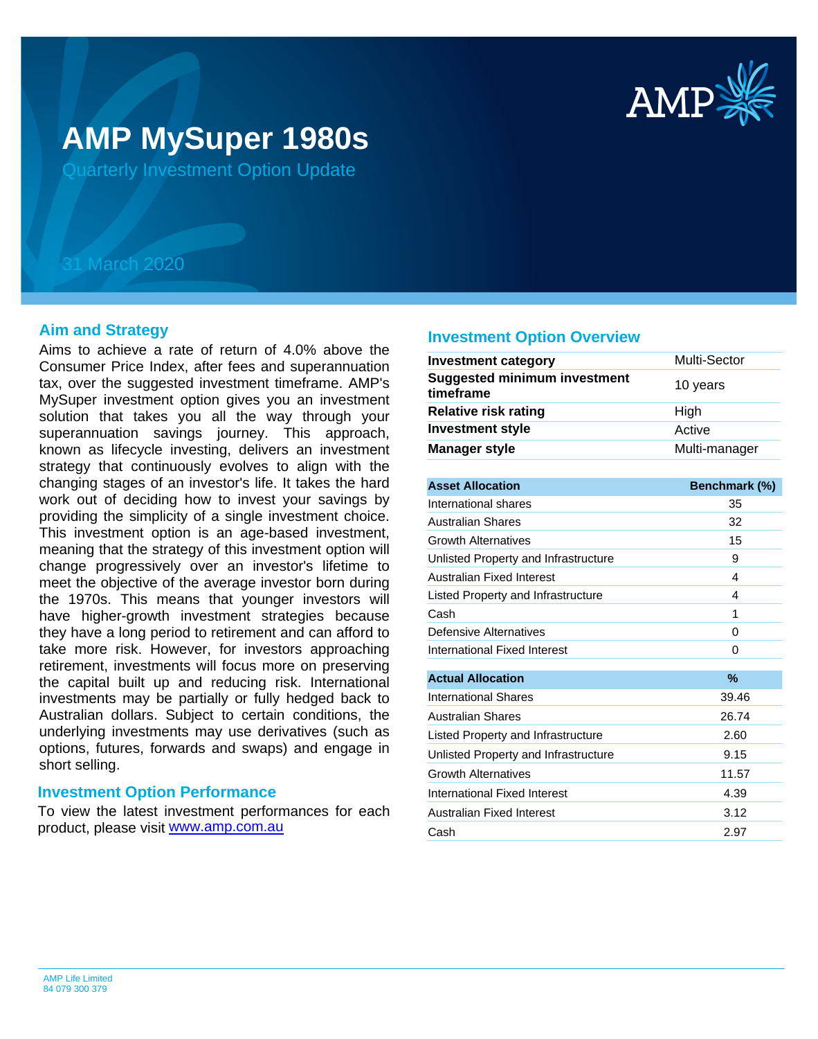# AMP MySuper 1980s

Quarterly Investment Option Update

31 March 2020

## Aim and Strategy

Aims to achieve a rate of return of 4.0% above the Consumer Price Index, after fees and superannuation tax, over the suggested investment timeframe. AMP's MySuper investment option gives you an investment solution that takes you all the way through your superannuation savings journey. This approach, known as lifecycle investing, delivers an investment strategy that continuously evolves to align with the changing stages of an investor's life. It takes the hard work out of deciding how to invest your savings by providing the simplicity of a single investment choice. This investment option is an age-based investment, meaning that the strategy of this investment option will change progressively over an investor's lifetime to meet the objective of the average investor born during the 1970s. This means that younger investors will have higher-growth investment strategies because they have a long period to retirement and can afford to take more risk. However, for investors approaching retirement, investments will focus more on preserving the capital built up and reducing risk. International investments may be partially or fully hedged back to Australian dollars. Subject to certain conditions, the underlying investments may use derivatives (such as options, futures, forwards and swaps) and engage in short selling.

## Investment Option Performance

To view the latest investment performances for each product, please visit www.amp.com.au

## Investment Option Overview

| | |
|---|---|
| **Investment category** | Multi-Sector |
| **Suggested minimum investment timeframe** | 10 years |
| **Relative risk rating** | High |
| **Investment style** | Active |
| **Manager style** | Multi-manager |

| **Asset Allocation** | **Benchmark (%)** |
|---|---|
| International shares | 35 |
| Australian Shares | 32 |
| Growth Alternatives | 15 |
| Unlisted Property and Infrastructure | 9 |
| Australian Fixed Interest | 4 |
| Listed Property and Infrastructure | 4 |
| Cash | 1 |
| Defensive Alternatives | 0 |
| International Fixed Interest | 0 |

| **Actual Allocation** | **%** |
|---|---|
| International Shares | 39.46 |
| Australian Shares | 26.74 |
| Listed Property and Infrastructure | 2.60 |
| Unlisted Property and Infrastructure | 9.15 |
| Growth Alternatives | 11.57 |
| International Fixed Interest | 4.39 |
| Australian Fixed Interest | 3.12 |
| Cash | 2.97 |

AMP Life Limited
84 079 300 379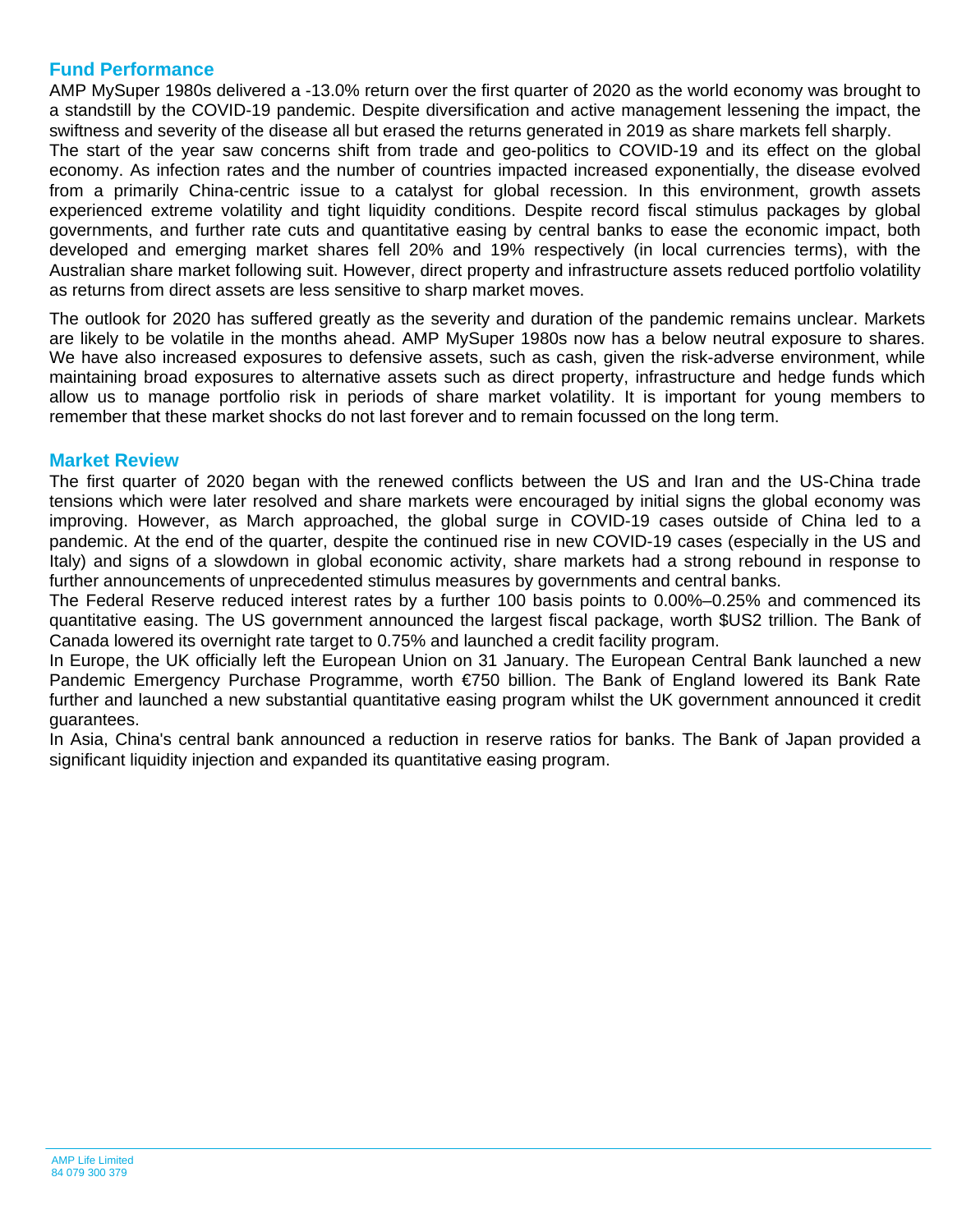## Fund Performance

AMP MySuper 1980s delivered a -13.0% return over the first quarter of 2020 as the world economy was brought to a standstill by the COVID-19 pandemic. Despite diversification and active management lessening the impact, the swiftness and severity of the disease all but erased the returns generated in 2019 as share markets fell sharply.

The start of the year saw concerns shift from trade and geo-politics to COVID-19 and its effect on the global economy. As infection rates and the number of countries impacted increased exponentially, the disease evolved from a primarily China-centric issue to a catalyst for global recession. In this environment, growth assets experienced extreme volatility and tight liquidity conditions. Despite record fiscal stimulus packages by global governments, and further rate cuts and quantitative easing by central banks to ease the economic impact, both developed and emerging market shares fell 20% and 19% respectively (in local currencies terms), with the Australian share market following suit. However, direct property and infrastructure assets reduced portfolio volatility as returns from direct assets are less sensitive to sharp market moves.

The outlook for 2020 has suffered greatly as the severity and duration of the pandemic remains unclear. Markets are likely to be volatile in the months ahead. AMP MySuper 1980s now has a below neutral exposure to shares. We have also increased exposures to defensive assets, such as cash, given the risk-adverse environment, while maintaining broad exposures to alternative assets such as direct property, infrastructure and hedge funds which allow us to manage portfolio risk in periods of share market volatility. It is important for young members to remember that these market shocks do not last forever and to remain focussed on the long term.

## Market Review

The first quarter of 2020 began with the renewed conflicts between the US and Iran and the US-China trade tensions which were later resolved and share markets were encouraged by initial signs the global economy was improving. However, as March approached, the global surge in COVID-19 cases outside of China led to a pandemic. At the end of the quarter, despite the continued rise in new COVID-19 cases (especially in the US and Italy) and signs of a slowdown in global economic activity, share markets had a strong rebound in response to further announcements of unprecedented stimulus measures by governments and central banks.

The Federal Reserve reduced interest rates by a further 100 basis points to 0.00%–0.25% and commenced its quantitative easing. The US government announced the largest fiscal package, worth $US2 trillion. The Bank of Canada lowered its overnight rate target to 0.75% and launched a credit facility program.

In Europe, the UK officially left the European Union on 31 January. The European Central Bank launched a new Pandemic Emergency Purchase Programme, worth €750 billion. The Bank of England lowered its Bank Rate further and launched a new substantial quantitative easing program whilst the UK government announced it credit guarantees.

In Asia, China's central bank announced a reduction in reserve ratios for banks. The Bank of Japan provided a significant liquidity injection and expanded its quantitative easing program.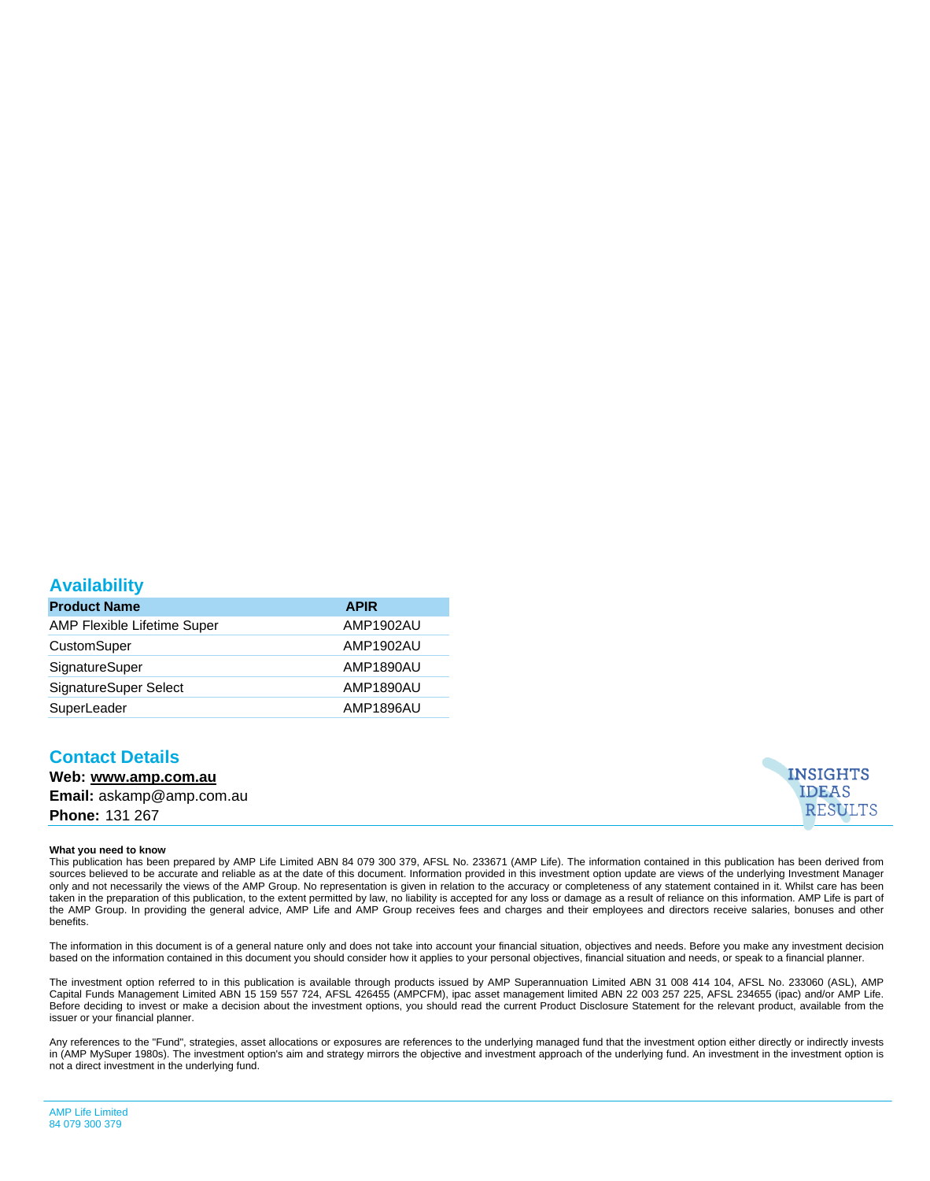## Availability

| Product Name | APIR |
|---|---|
| AMP Flexible Lifetime Super | AMP1902AU |
| CustomSuper | AMP1902AU |
| SignatureSuper | AMP1890AU |
| SignatureSuper Select | AMP1890AU |
| SuperLeader | AMP1896AU |

## Contact Details

**Web:** **www.amp.com.au**
**Email:** askamp@amp.com.au
**Phone:** 131 267

INSIGHTS
IDEAS
RESULTS

**What you need to know**

This publication has been prepared by AMP Life Limited ABN 84 079 300 379, AFSL No. 233671 (AMP Life). The information contained in this publication has been derived from sources believed to be accurate and reliable as at the date of this document. Information provided in this investment option update are views of the underlying Investment Manager only and not necessarily the views of the AMP Group. No representation is given in relation to the accuracy or completeness of any statement contained in it. Whilst care has been taken in the preparation of this publication, to the extent permitted by law, no liability is accepted for any loss or damage as a result of reliance on this information. AMP Life is part of the AMP Group. In providing the general advice, AMP Life and AMP Group receives fees and charges and their employees and directors receive salaries, bonuses and other benefits.

The information in this document is of a general nature only and does not take into account your financial situation, objectives and needs. Before you make any investment decision based on the information contained in this document you should consider how it applies to your personal objectives, financial situation and needs, or speak to a financial planner.

The investment option referred to in this publication is available through products issued by AMP Superannuation Limited ABN 31 008 414 104, AFSL No. 233060 (ASL), AMP Capital Funds Management Limited ABN 15 159 557 724, AFSL 426455 (AMPCFM), ipac asset management limited ABN 22 003 257 225, AFSL 234655 (ipac) and/or AMP Life. Before deciding to invest or make a decision about the investment options, you should read the current Product Disclosure Statement for the relevant product, available from the issuer or your financial planner.

Any references to the "Fund", strategies, asset allocations or exposures are references to the underlying managed fund that the investment option either directly or indirectly invests in (AMP MySuper 1980s). The investment option's aim and strategy mirrors the objective and investment approach of the underlying fund. An investment in the investment option is not a direct investment in the underlying fund.

AMP Life Limited
84 079 300 379